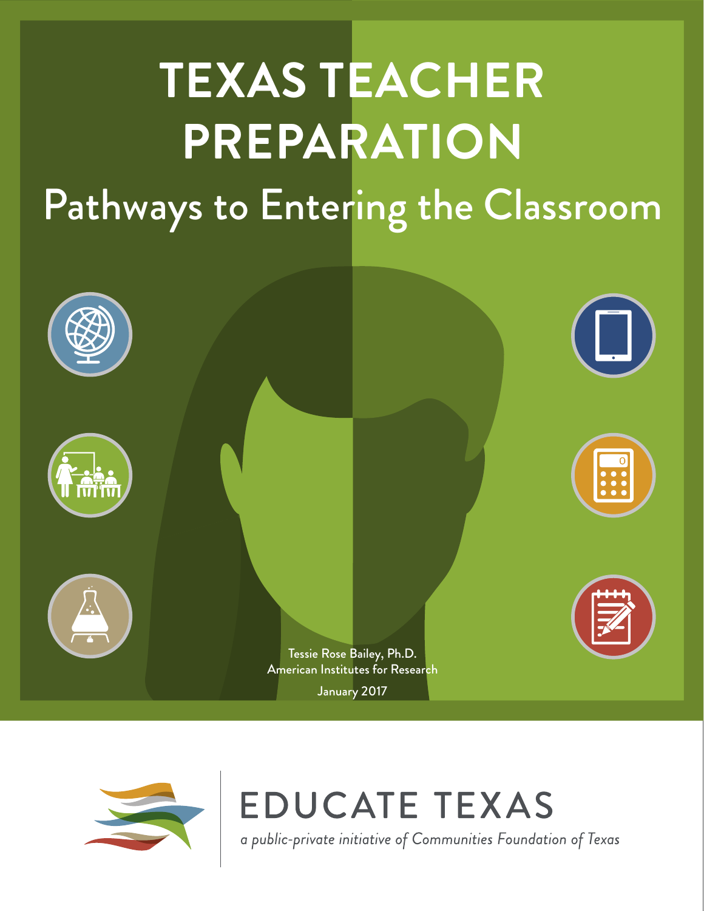# TEXAS TEACHER PREPARATION

## Pathways to Entering the Classroom

Tessie Rose Bailey, Ph.D.
American Institutes for Research

January 2017

EDUCATE TEXAS

*a public-private initiative of Communities Foundation of Texas*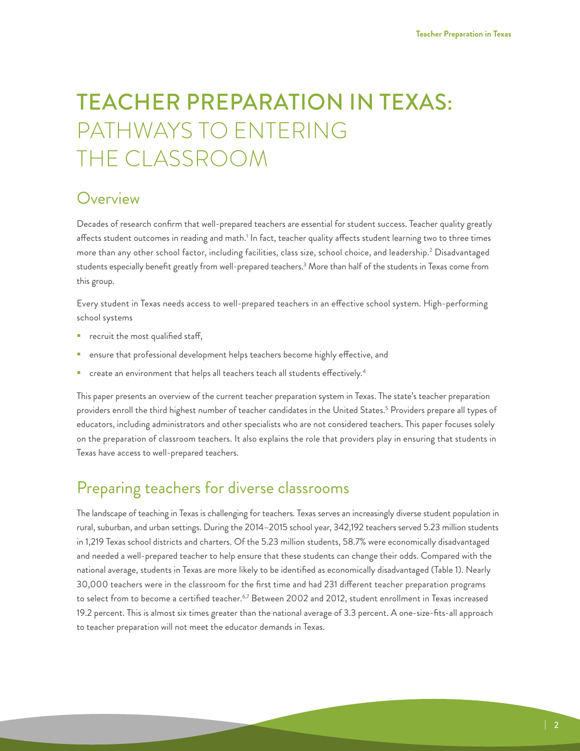# TEACHER PREPARATION IN TEXAS: PATHWAYS TO ENTERING THE CLASSROOM

## Overview

Decades of research confirm that well-prepared teachers are essential for student success. Teacher quality greatly affects student outcomes in reading and math.[1] In fact, teacher quality affects student learning two to three times more than any other school factor, including facilities, class size, school choice, and leadership.[2] Disadvantaged students especially benefit greatly from well-prepared teachers.[3] More than half of the students in Texas come from this group.

Every student in Texas needs access to well-prepared teachers in an effective school system. High-performing school systems

- recruit the most qualified staff,
- ensure that professional development helps teachers become highly effective, and
- create an environment that helps all teachers teach all students effectively.[4]

This paper presents an overview of the current teacher preparation system in Texas. The state's teacher preparation providers enroll the third highest number of teacher candidates in the United States.[5] Providers prepare all types of educators, including administrators and other specialists who are not considered teachers. This paper focuses solely on the preparation of classroom teachers. It also explains the role that providers play in ensuring that students in Texas have access to well-prepared teachers.

## Preparing teachers for diverse classrooms

The landscape of teaching in Texas is challenging for teachers. Texas serves an increasingly diverse student population in rural, suburban, and urban settings. During the 2014–2015 school year, 342,192 teachers served 5.23 million students in 1,219 Texas school districts and charters. Of the 5.23 million students, 58.7% were economically disadvantaged and needed a well-prepared teacher to help ensure that these students can change their odds. Compared with the national average, students in Texas are more likely to be identified as economically disadvantaged (Table 1). Nearly 30,000 teachers were in the classroom for the first time and had 231 different teacher preparation programs to select from to become a certified teacher.[6,7] Between 2002 and 2012, student enrollment in Texas increased 19.2 percent. This is almost six times greater than the national average of 3.3 percent. A one-size-fits-all approach to teacher preparation will not meet the educator demands in Texas.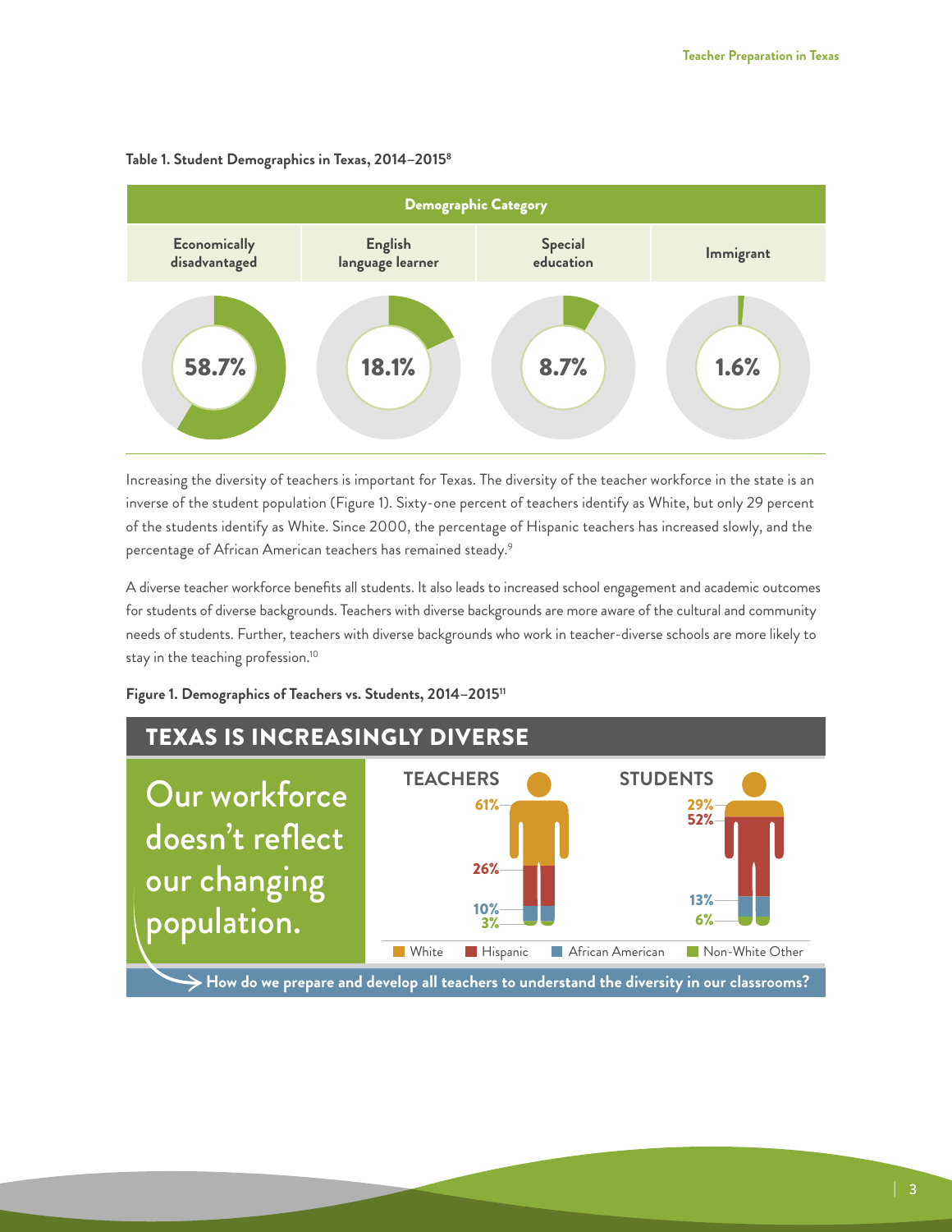**Table 1. Student Demographics in Texas, 2014–2015**[8]

| Demographic Category | | | |
|---|---|---|---|
| Economically disadvantaged | English language learner | Special education | Immigrant |
| 58.7% | 18.1% | 8.7% | 1.6% |

Increasing the diversity of teachers is important for Texas. The diversity of the teacher workforce in the state is an inverse of the student population (Figure 1). Sixty-one percent of teachers identify as White, but only 29 percent of the students identify as White. Since 2000, the percentage of Hispanic teachers has increased slowly, and the percentage of African American teachers has remained steady.[9]

A diverse teacher workforce benefits all students. It also leads to increased school engagement and academic outcomes for students of diverse backgrounds. Teachers with diverse backgrounds are more aware of the cultural and community needs of students. Further, teachers with diverse backgrounds who work in teacher-diverse schools are more likely to stay in the teaching profession.[10]

**Figure 1. Demographics of Teachers vs. Students, 2014–2015**[11]

## TEXAS IS INCREASINGLY DIVERSE

Our workforce doesn't reflect our changing population.

| | Teachers | Students |
|---|---|---|
| White | 61% | 29% |
| Hispanic | 26% | 52% |
| African American | 10% | 13% |
| Non-White Other | 3% | 6% |

How do we prepare and develop all teachers to understand the diversity in our classrooms?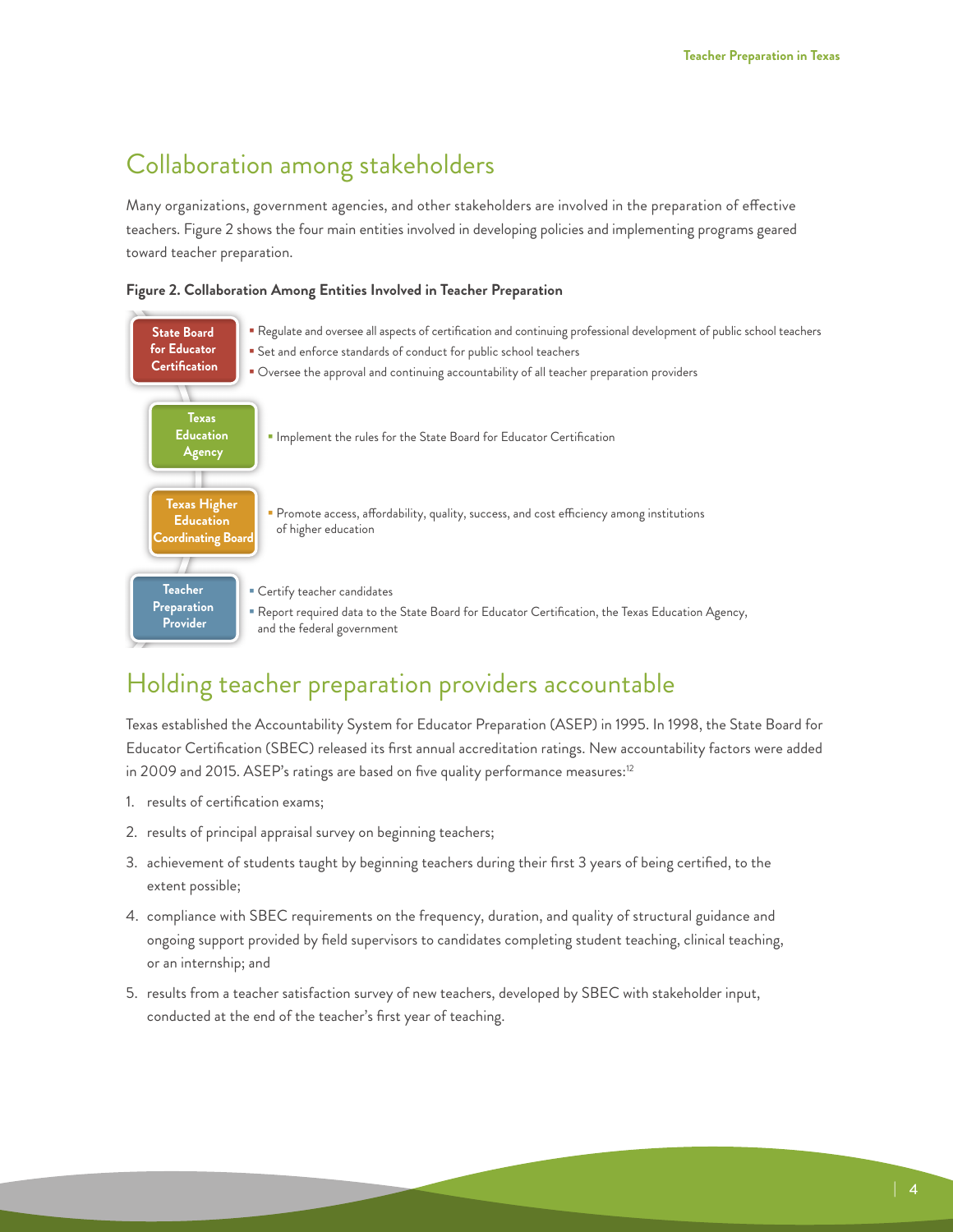## Collaboration among stakeholders

Many organizations, government agencies, and other stakeholders are involved in the preparation of effective teachers. Figure 2 shows the four main entities involved in developing policies and implementing programs geared toward teacher preparation.

**Figure 2. Collaboration Among Entities Involved in Teacher Preparation**

**State Board for Educator Certification**

- Regulate and oversee all aspects of certification and continuing professional development of public school teachers
- Set and enforce standards of conduct for public school teachers
- Oversee the approval and continuing accountability of all teacher preparation providers

**Texas Education Agency**

- Implement the rules for the State Board for Educator Certification

**Texas Higher Education Coordinating Board**

- Promote access, affordability, quality, success, and cost efficiency among institutions of higher education

**Teacher Preparation Provider**

- Certify teacher candidates
- Report required data to the State Board for Educator Certification, the Texas Education Agency, and the federal government

## Holding teacher preparation providers accountable

Texas established the Accountability System for Educator Preparation (ASEP) in 1995. In 1998, the State Board for Educator Certification (SBEC) released its first annual accreditation ratings. New accountability factors were added in 2009 and 2015. ASEP's ratings are based on five quality performance measures:[12]

1. results of certification exams;
2. results of principal appraisal survey on beginning teachers;
3. achievement of students taught by beginning teachers during their first 3 years of being certified, to the extent possible;
4. compliance with SBEC requirements on the frequency, duration, and quality of structural guidance and ongoing support provided by field supervisors to candidates completing student teaching, clinical teaching, or an internship; and
5. results from a teacher satisfaction survey of new teachers, developed by SBEC with stakeholder input, conducted at the end of the teacher's first year of teaching.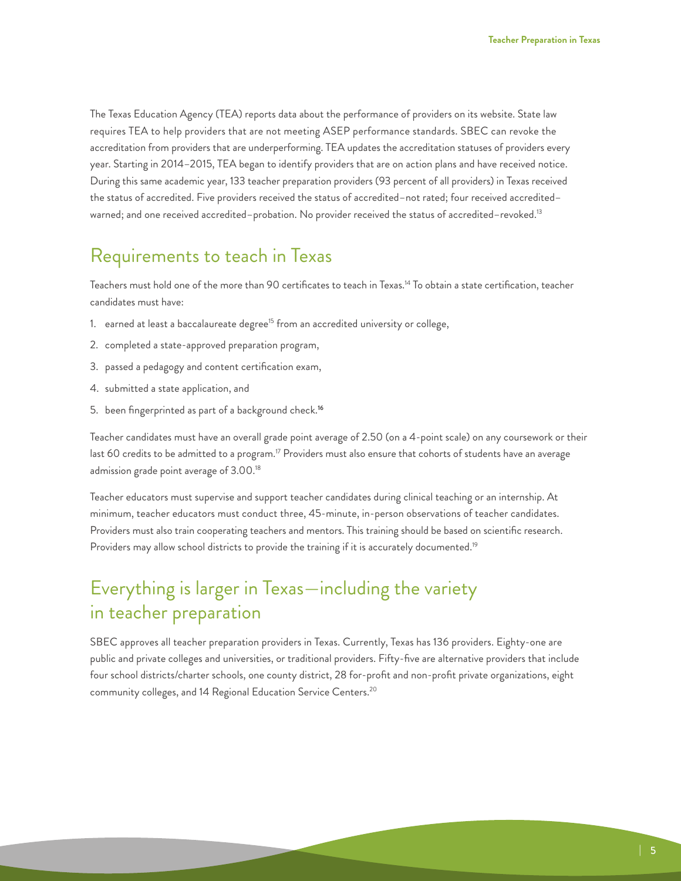The Texas Education Agency (TEA) reports data about the performance of providers on its website. State law requires TEA to help providers that are not meeting ASEP performance standards. SBEC can revoke the accreditation from providers that are underperforming. TEA updates the accreditation statuses of providers every year. Starting in 2014–2015, TEA began to identify providers that are on action plans and have received notice. During this same academic year, 133 teacher preparation providers (93 percent of all providers) in Texas received the status of accredited. Five providers received the status of accredited–not rated; four received accredited–warned; and one received accredited–probation. No provider received the status of accredited–revoked.[13]

## Requirements to teach in Texas

Teachers must hold one of the more than 90 certificates to teach in Texas.[14] To obtain a state certification, teacher candidates must have:

1. earned at least a baccalaureate degree[15] from an accredited university or college,
2. completed a state-approved preparation program,
3. passed a pedagogy and content certification exam,
4. submitted a state application, and
5. been fingerprinted as part of a background check.[16]

Teacher candidates must have an overall grade point average of 2.50 (on a 4-point scale) on any coursework or their last 60 credits to be admitted to a program.[17] Providers must also ensure that cohorts of students have an average admission grade point average of 3.00.[18]

Teacher educators must supervise and support teacher candidates during clinical teaching or an internship. At minimum, teacher educators must conduct three, 45-minute, in-person observations of teacher candidates. Providers must also train cooperating teachers and mentors. This training should be based on scientific research. Providers may allow school districts to provide the training if it is accurately documented.[19]

## Everything is larger in Texas—including the variety in teacher preparation

SBEC approves all teacher preparation providers in Texas. Currently, Texas has 136 providers. Eighty-one are public and private colleges and universities, or traditional providers. Fifty-five are alternative providers that include four school districts/charter schools, one county district, 28 for-profit and non-profit private organizations, eight community colleges, and 14 Regional Education Service Centers.[20]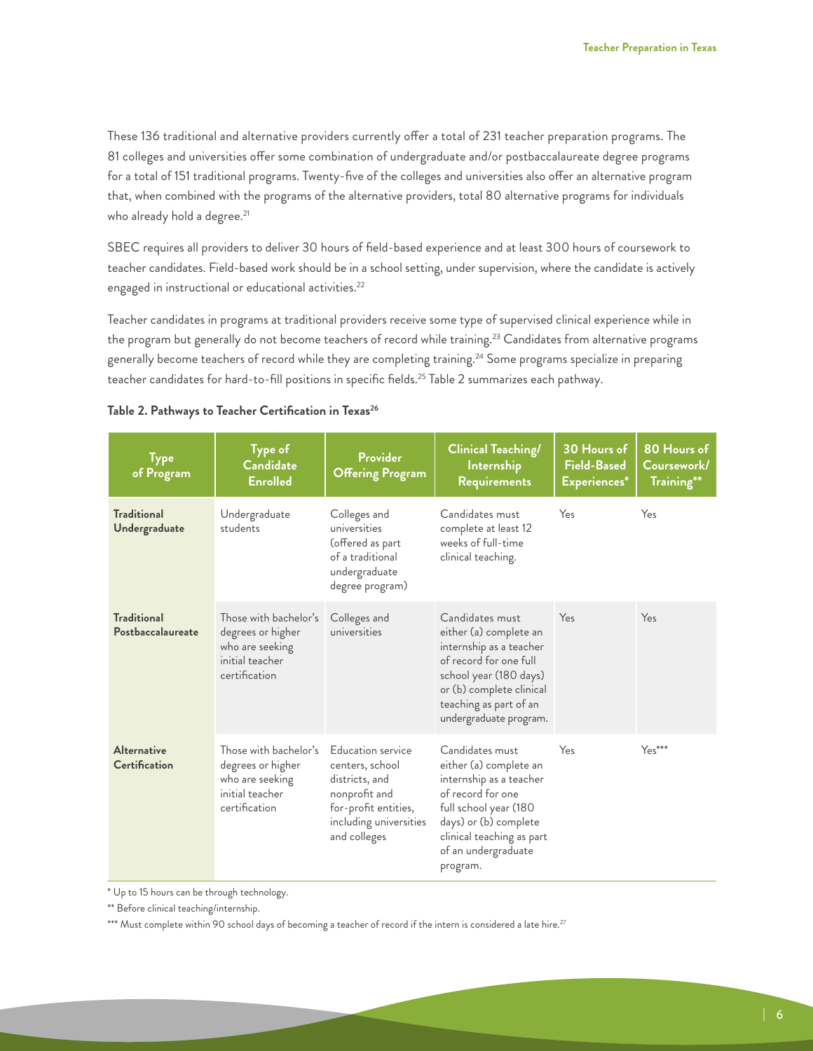These 136 traditional and alternative providers currently offer a total of 231 teacher preparation programs. The 81 colleges and universities offer some combination of undergraduate and/or postbaccalaureate degree programs for a total of 151 traditional programs. Twenty-five of the colleges and universities also offer an alternative program that, when combined with the programs of the alternative providers, total 80 alternative programs for individuals who already hold a degree.[21]

SBEC requires all providers to deliver 30 hours of field-based experience and at least 300 hours of coursework to teacher candidates. Field-based work should be in a school setting, under supervision, where the candidate is actively engaged in instructional or educational activities.[22]

Teacher candidates in programs at traditional providers receive some type of supervised clinical experience while in the program but generally do not become teachers of record while training.[23] Candidates from alternative programs generally become teachers of record while they are completing training.[24] Some programs specialize in preparing teacher candidates for hard-to-fill positions in specific fields.[25] Table 2 summarizes each pathway.

**Table 2. Pathways to Teacher Certification in Texas[26]**

| Type of Program | Type of Candidate Enrolled | Provider Offering Program | Clinical Teaching/ Internship Requirements | 30 Hours of Field-Based Experiences* | 80 Hours of Coursework/ Training** |
|---|---|---|---|---|---|
| **Traditional Undergraduate** | Undergraduate students | Colleges and universities (offered as part of a traditional undergraduate degree program) | Candidates must complete at least 12 weeks of full-time clinical teaching. | Yes | Yes |
| **Traditional Postbaccalaureate** | Those with bachelor's degrees or higher who are seeking initial teacher certification | Colleges and universities | Candidates must either (a) complete an internship as a teacher of record for one full school year (180 days) or (b) complete clinical teaching as part of an undergraduate program. | Yes | Yes |
| **Alternative Certification** | Those with bachelor's degrees or higher who are seeking initial teacher certification | Education service centers, school districts, and nonprofit and for-profit entities, including universities and colleges | Candidates must either (a) complete an internship as a teacher of record for one full school year (180 days) or (b) complete clinical teaching as part of an undergraduate program. | Yes | Yes*** |

* Up to 15 hours can be through technology.

** Before clinical teaching/internship.

*** Must complete within 90 school days of becoming a teacher of record if the intern is considered a late hire.[27]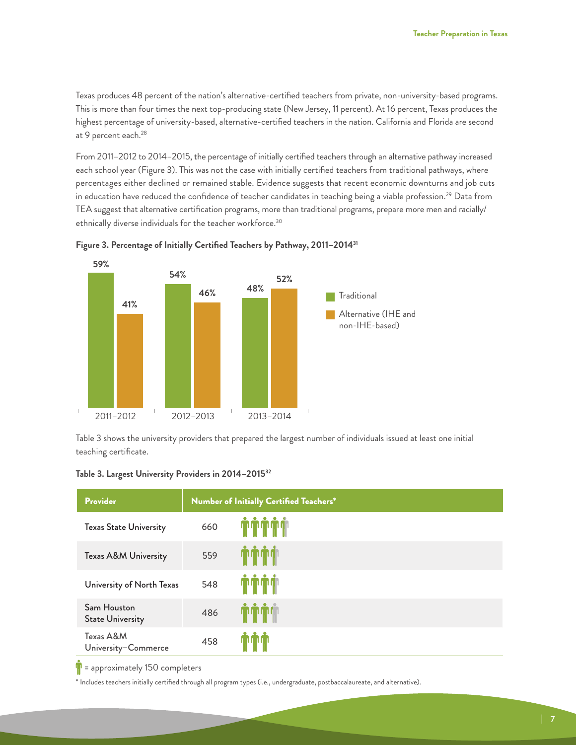Texas produces 48 percent of the nation's alternative-certified teachers from private, non-university-based programs. This is more than four times the next top-producing state (New Jersey, 11 percent). At 16 percent, Texas produces the highest percentage of university-based, alternative-certified teachers in the nation. California and Florida are second at 9 percent each.[28]

From 2011–2012 to 2014–2015, the percentage of initially certified teachers through an alternative pathway increased each school year (Figure 3). This was not the case with initially certified teachers from traditional pathways, where percentages either declined or remained stable. Evidence suggests that recent economic downturns and job cuts in education have reduced the confidence of teacher candidates in teaching being a viable profession.[29] Data from TEA suggest that alternative certification programs, more than traditional programs, prepare more men and racially/ethnically diverse individuals for the teacher workforce.[30]

**Figure 3. Percentage of Initially Certified Teachers by Pathway, 2011–2014**[31]

| Year | Traditional | Alternative (IHE and non-IHE-based) |
|---|---|---|
| 2011–2012 | 59% | 41% |
| 2012–2013 | 54% | 46% |
| 2013–2014 | 48% | 52% |

Table 3 shows the university providers that prepared the largest number of individuals issued at least one initial teaching certificate.

**Table 3. Largest University Providers in 2014–2015**[32]

| Provider | Number of Initially Certified Teachers* |
|---|---|
| Texas State University | 660 |
| Texas A&M University | 559 |
| University of North Texas | 548 |
| Sam Houston State University | 486 |
| Texas A&M University–Commerce | 458 |

= approximately 150 completers

* Includes teachers initially certified through all program types (i.e., undergraduate, postbaccalaureate, and alternative).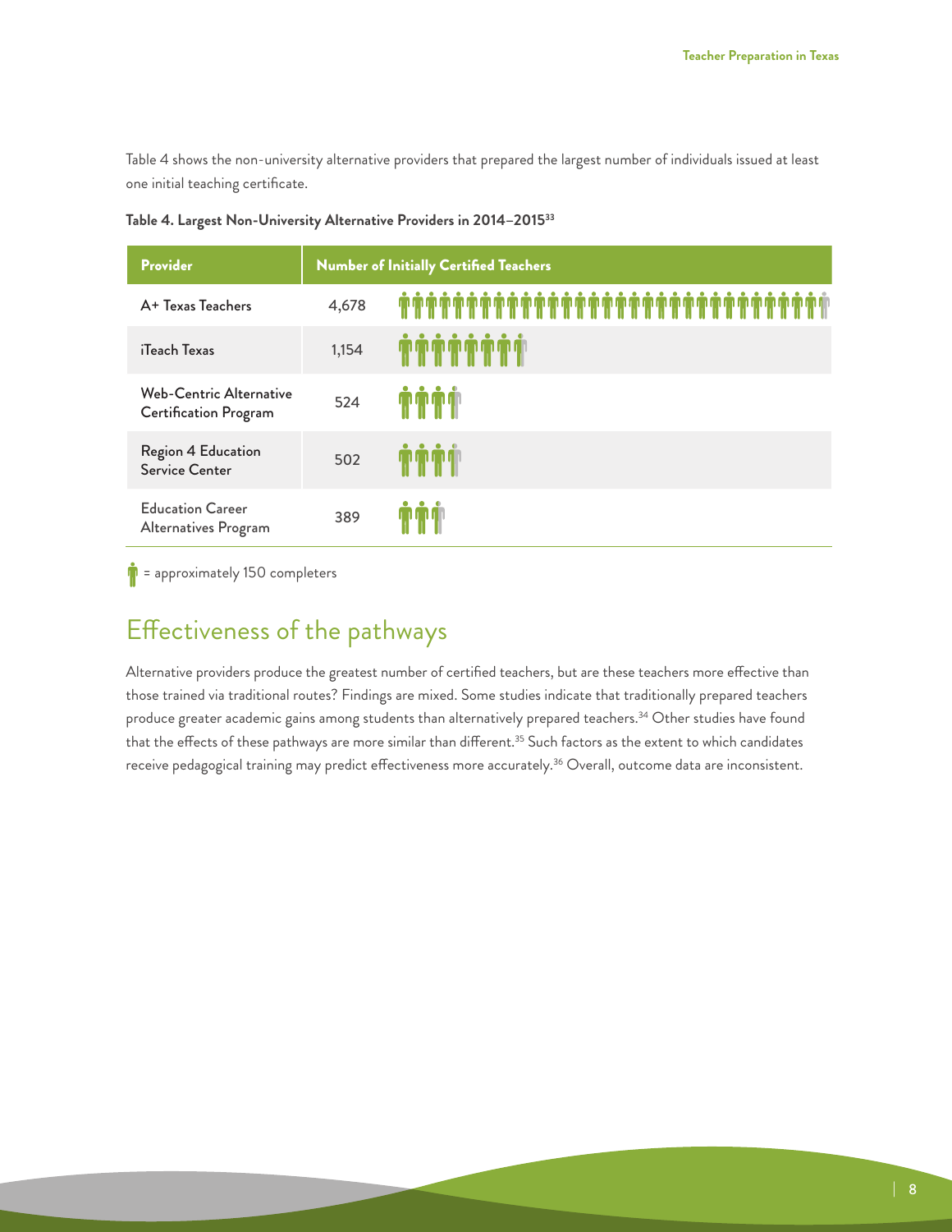Table 4 shows the non-university alternative providers that prepared the largest number of individuals issued at least one initial teaching certificate.

**Table 4. Largest Non-University Alternative Providers in 2014–2015[33]**

| Provider | Number of Initially Certified Teachers |
| --- | --- |
| A+ Texas Teachers | 4,678 |
| iTeach Texas | 1,154 |
| Web-Centric Alternative Certification Program | 524 |
| Region 4 Education Service Center | 502 |
| Education Career Alternatives Program | 389 |

= approximately 150 completers

## Effectiveness of the pathways

Alternative providers produce the greatest number of certified teachers, but are these teachers more effective than those trained via traditional routes? Findings are mixed. Some studies indicate that traditionally prepared teachers produce greater academic gains among students than alternatively prepared teachers.[34] Other studies have found that the effects of these pathways are more similar than different.[35] Such factors as the extent to which candidates receive pedagogical training may predict effectiveness more accurately.[36] Overall, outcome data are inconsistent.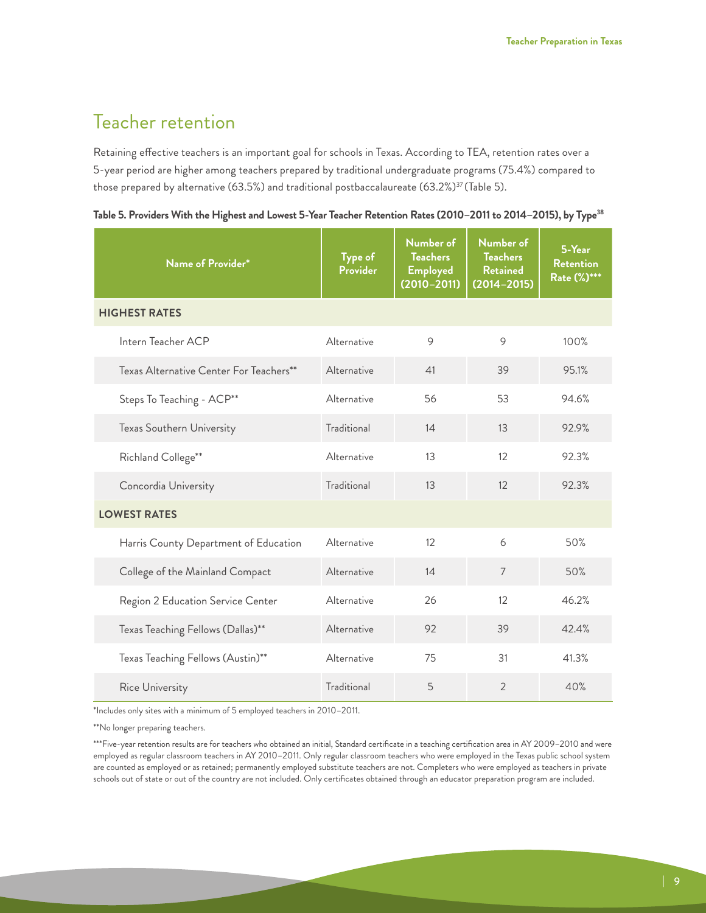## Teacher retention

Retaining effective teachers is an important goal for schools in Texas. According to TEA, retention rates over a 5-year period are higher among teachers prepared by traditional undergraduate programs (75.4%) compared to those prepared by alternative (63.5%) and traditional postbaccalaureate (63.2%)[37] (Table 5).

**Table 5. Providers With the Highest and Lowest 5-Year Teacher Retention Rates (2010–2011 to 2014–2015), by Type[38]**

| Name of Provider* | Type of Provider | Number of Teachers Employed (2010–2011) | Number of Teachers Retained (2014–2015) | 5-Year Retention Rate (%)*** |
|---|---|---|---|---|
| **HIGHEST RATES** | | | | |
| Intern Teacher ACP | Alternative | 9 | 9 | 100% |
| Texas Alternative Center For Teachers** | Alternative | 41 | 39 | 95.1% |
| Steps To Teaching - ACP** | Alternative | 56 | 53 | 94.6% |
| Texas Southern University | Traditional | 14 | 13 | 92.9% |
| Richland College** | Alternative | 13 | 12 | 92.3% |
| Concordia University | Traditional | 13 | 12 | 92.3% |
| **LOWEST RATES** | | | | |
| Harris County Department of Education | Alternative | 12 | 6 | 50% |
| College of the Mainland Compact | Alternative | 14 | 7 | 50% |
| Region 2 Education Service Center | Alternative | 26 | 12 | 46.2% |
| Texas Teaching Fellows (Dallas)** | Alternative | 92 | 39 | 42.4% |
| Texas Teaching Fellows (Austin)** | Alternative | 75 | 31 | 41.3% |
| Rice University | Traditional | 5 | 2 | 40% |

*Includes only sites with a minimum of 5 employed teachers in 2010–2011.

**No longer preparing teachers.

***Five-year retention results are for teachers who obtained an initial, Standard certificate in a teaching certification area in AY 2009–2010 and were employed as regular classroom teachers in AY 2010–2011. Only regular classroom teachers who were employed in the Texas public school system are counted as employed or as retained; permanently employed substitute teachers are not. Completers who were employed as teachers in private schools out of state or out of the country are not included. Only certificates obtained through an educator preparation program are included.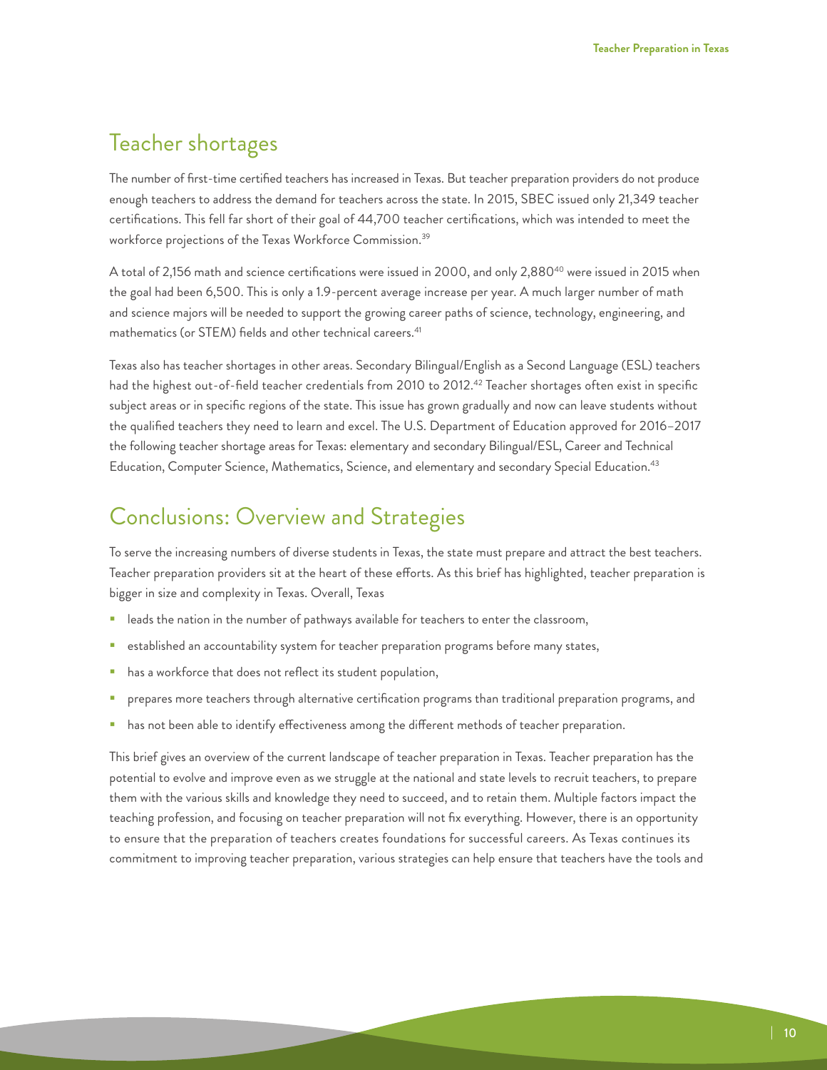## Teacher shortages

The number of first-time certified teachers has increased in Texas. But teacher preparation providers do not produce enough teachers to address the demand for teachers across the state. In 2015, SBEC issued only 21,349 teacher certifications. This fell far short of their goal of 44,700 teacher certifications, which was intended to meet the workforce projections of the Texas Workforce Commission.[39]

A total of 2,156 math and science certifications were issued in 2000, and only 2,880[40] were issued in 2015 when the goal had been 6,500. This is only a 1.9-percent average increase per year. A much larger number of math and science majors will be needed to support the growing career paths of science, technology, engineering, and mathematics (or STEM) fields and other technical careers.[41]

Texas also has teacher shortages in other areas. Secondary Bilingual/English as a Second Language (ESL) teachers had the highest out-of-field teacher credentials from 2010 to 2012.[42] Teacher shortages often exist in specific subject areas or in specific regions of the state. This issue has grown gradually and now can leave students without the qualified teachers they need to learn and excel. The U.S. Department of Education approved for 2016–2017 the following teacher shortage areas for Texas: elementary and secondary Bilingual/ESL, Career and Technical Education, Computer Science, Mathematics, Science, and elementary and secondary Special Education.[43]

## Conclusions: Overview and Strategies

To serve the increasing numbers of diverse students in Texas, the state must prepare and attract the best teachers. Teacher preparation providers sit at the heart of these efforts. As this brief has highlighted, teacher preparation is bigger in size and complexity in Texas. Overall, Texas

- leads the nation in the number of pathways available for teachers to enter the classroom,
- established an accountability system for teacher preparation programs before many states,
- has a workforce that does not reflect its student population,
- prepares more teachers through alternative certification programs than traditional preparation programs, and
- has not been able to identify effectiveness among the different methods of teacher preparation.

This brief gives an overview of the current landscape of teacher preparation in Texas. Teacher preparation has the potential to evolve and improve even as we struggle at the national and state levels to recruit teachers, to prepare them with the various skills and knowledge they need to succeed, and to retain them. Multiple factors impact the teaching profession, and focusing on teacher preparation will not fix everything. However, there is an opportunity to ensure that the preparation of teachers creates foundations for successful careers. As Texas continues its commitment to improving teacher preparation, various strategies can help ensure that teachers have the tools and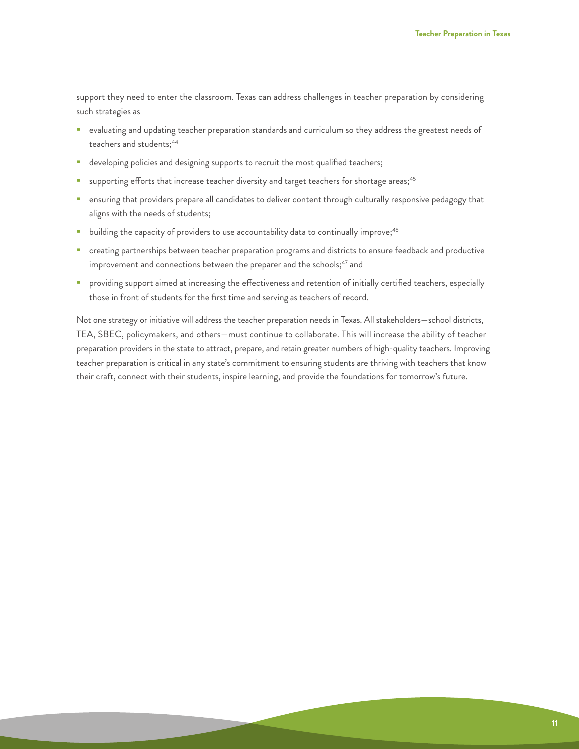support they need to enter the classroom. Texas can address challenges in teacher preparation by considering such strategies as

- evaluating and updating teacher preparation standards and curriculum so they address the greatest needs of teachers and students;[44]
- developing policies and designing supports to recruit the most qualified teachers;
- supporting efforts that increase teacher diversity and target teachers for shortage areas;[45]
- ensuring that providers prepare all candidates to deliver content through culturally responsive pedagogy that aligns with the needs of students;
- building the capacity of providers to use accountability data to continually improve;[46]
- creating partnerships between teacher preparation programs and districts to ensure feedback and productive improvement and connections between the preparer and the schools;[47] and
- providing support aimed at increasing the effectiveness and retention of initially certified teachers, especially those in front of students for the first time and serving as teachers of record.

Not one strategy or initiative will address the teacher preparation needs in Texas. All stakeholders—school districts, TEA, SBEC, policymakers, and others—must continue to collaborate. This will increase the ability of teacher preparation providers in the state to attract, prepare, and retain greater numbers of high-quality teachers. Improving teacher preparation is critical in any state's commitment to ensuring students are thriving with teachers that know their craft, connect with their students, inspire learning, and provide the foundations for tomorrow's future.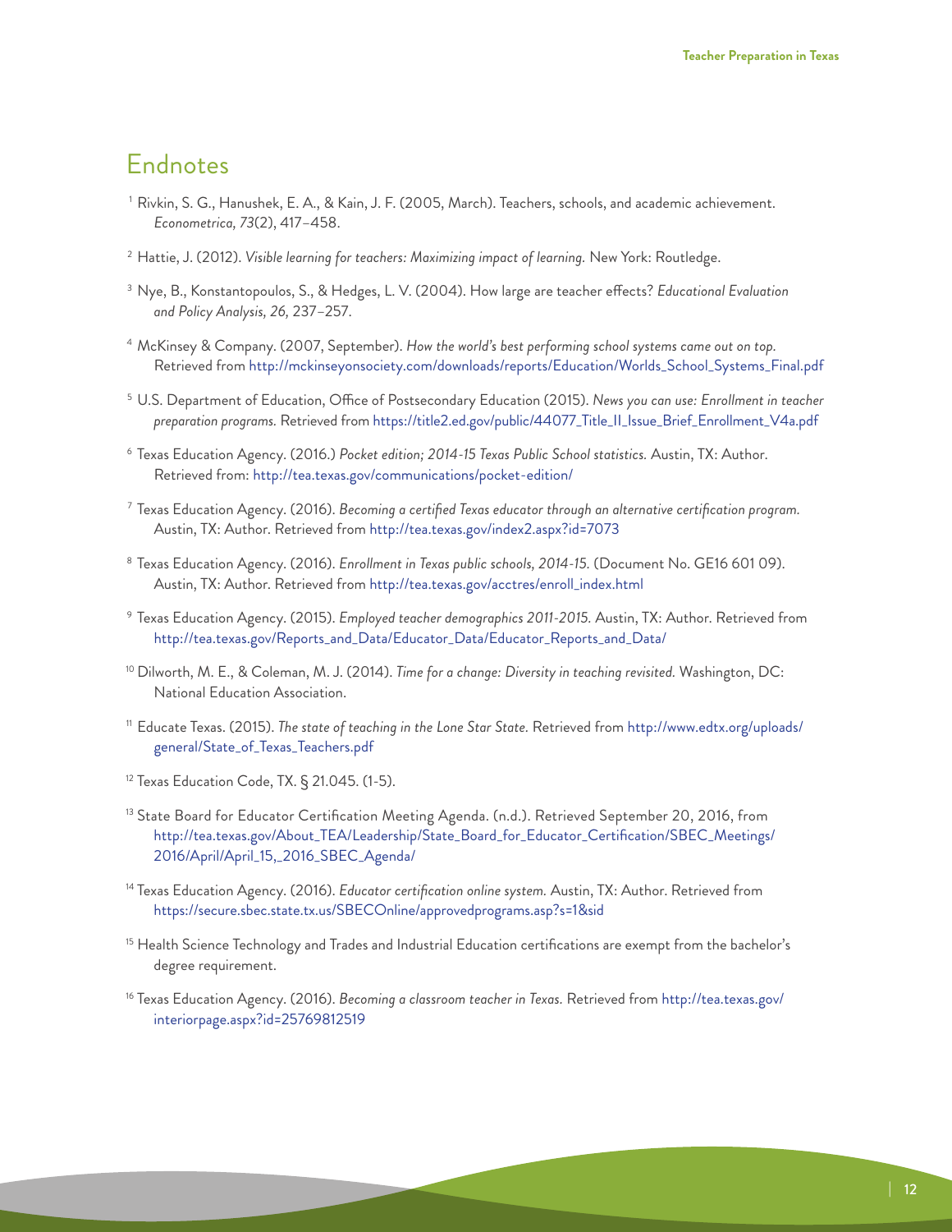## Endnotes

[1] Rivkin, S. G., Hanushek, E. A., & Kain, J. F. (2005, March). Teachers, schools, and academic achievement. *Econometrica, 73*(2), 417–458.

[2] Hattie, J. (2012). *Visible learning for teachers: Maximizing impact of learning.* New York: Routledge.

[3] Nye, B., Konstantopoulos, S., & Hedges, L. V. (2004). How large are teacher effects? *Educational Evaluation and Policy Analysis, 26,* 237–257.

[4] McKinsey & Company. (2007, September). *How the world's best performing school systems came out on top.* Retrieved from http://mckinseyonsociety.com/downloads/reports/Education/Worlds_School_Systems_Final.pdf

[5] U.S. Department of Education, Office of Postsecondary Education (2015). *News you can use: Enrollment in teacher preparation programs.* Retrieved from https://title2.ed.gov/public/44077_Title_II_Issue_Brief_Enrollment_V4a.pdf

[6] Texas Education Agency. (2016.) *Pocket edition; 2014-15 Texas Public School statistics.* Austin, TX: Author. Retrieved from: http://tea.texas.gov/communications/pocket-edition/

[7] Texas Education Agency. (2016). *Becoming a certified Texas educator through an alternative certification program.* Austin, TX: Author. Retrieved from http://tea.texas.gov/index2.aspx?id=7073

[8] Texas Education Agency. (2016). *Enrollment in Texas public schools, 2014-15.* (Document No. GE16 601 09). Austin, TX: Author. Retrieved from http://tea.texas.gov/acctres/enroll_index.html

[9] Texas Education Agency. (2015). *Employed teacher demographics 2011-2015.* Austin, TX: Author. Retrieved from http://tea.texas.gov/Reports_and_Data/Educator_Data/Educator_Reports_and_Data/

[10] Dilworth, M. E., & Coleman, M. J. (2014). *Time for a change: Diversity in teaching revisited.* Washington, DC: National Education Association.

[11] Educate Texas. (2015). *The state of teaching in the Lone Star State.* Retrieved from http://www.edtx.org/uploads/general/State_of_Texas_Teachers.pdf

[12] Texas Education Code, TX. § 21.045. (1-5).

[13] State Board for Educator Certification Meeting Agenda. (n.d.). Retrieved September 20, 2016, from http://tea.texas.gov/About_TEA/Leadership/State_Board_for_Educator_Certification/SBEC_Meetings/2016/April/April_15,_2016_SBEC_Agenda/

[14] Texas Education Agency. (2016). *Educator certification online system.* Austin, TX: Author. Retrieved from https://secure.sbec.state.tx.us/SBECOnline/approvedprograms.asp?s=1&sid

[15] Health Science Technology and Trades and Industrial Education certifications are exempt from the bachelor's degree requirement.

[16] Texas Education Agency. (2016). *Becoming a classroom teacher in Texas.* Retrieved from http://tea.texas.gov/interiorpage.aspx?id=25769812519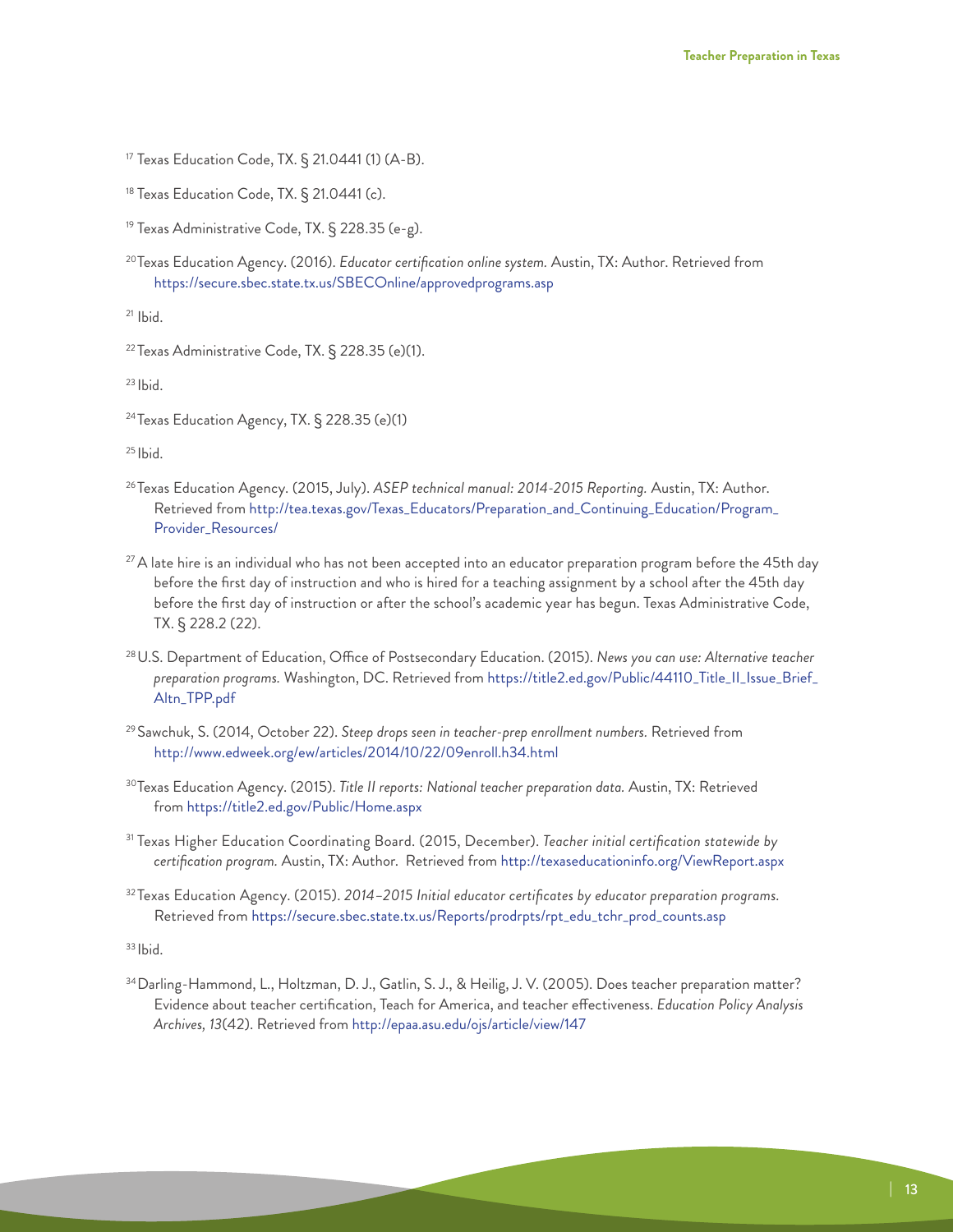[17] Texas Education Code, TX. § 21.0441 (1) (A-B).

[18] Texas Education Code, TX. § 21.0441 (c).

[19] Texas Administrative Code, TX. § 228.35 (e-g).

[20] Texas Education Agency. (2016). *Educator certification online system.* Austin, TX: Author. Retrieved from https://secure.sbec.state.tx.us/SBECOnline/approvedprograms.asp

[21] Ibid.

[22] Texas Administrative Code, TX. § 228.35 (e)(1).

[23] Ibid.

[24] Texas Education Agency, TX. § 228.35 (e)(1)

[25] Ibid.

[26] Texas Education Agency. (2015, July). *ASEP technical manual: 2014-2015 Reporting.* Austin, TX: Author. Retrieved from http://tea.texas.gov/Texas_Educators/Preparation_and_Continuing_Education/Program_Provider_Resources/

[27] A late hire is an individual who has not been accepted into an educator preparation program before the 45th day before the first day of instruction and who is hired for a teaching assignment by a school after the 45th day before the first day of instruction or after the school's academic year has begun. Texas Administrative Code, TX. § 228.2 (22).

[28] U.S. Department of Education, Office of Postsecondary Education. (2015). *News you can use: Alternative teacher preparation programs.* Washington, DC. Retrieved from https://title2.ed.gov/Public/44110_Title_II_Issue_Brief_Altn_TPP.pdf

[29] Sawchuk, S. (2014, October 22). *Steep drops seen in teacher-prep enrollment numbers.* Retrieved from http://www.edweek.org/ew/articles/2014/10/22/09enroll.h34.html

[30] Texas Education Agency. (2015). *Title II reports: National teacher preparation data.* Austin, TX: Retrieved from https://title2.ed.gov/Public/Home.aspx

[31] Texas Higher Education Coordinating Board. (2015, December). *Teacher initial certification statewide by certification program.* Austin, TX: Author. Retrieved from http://texaseducationinfo.org/ViewReport.aspx

[32] Texas Education Agency. (2015). *2014–2015 Initial educator certificates by educator preparation programs.* Retrieved from https://secure.sbec.state.tx.us/Reports/prodrpts/rpt_edu_tchr_prod_counts.asp

[33] Ibid.

[34] Darling-Hammond, L., Holtzman, D. J., Gatlin, S. J., & Heilig, J. V. (2005). Does teacher preparation matter? Evidence about teacher certification, Teach for America, and teacher effectiveness. *Education Policy Analysis Archives, 13*(42). Retrieved from http://epaa.asu.edu/ojs/article/view/147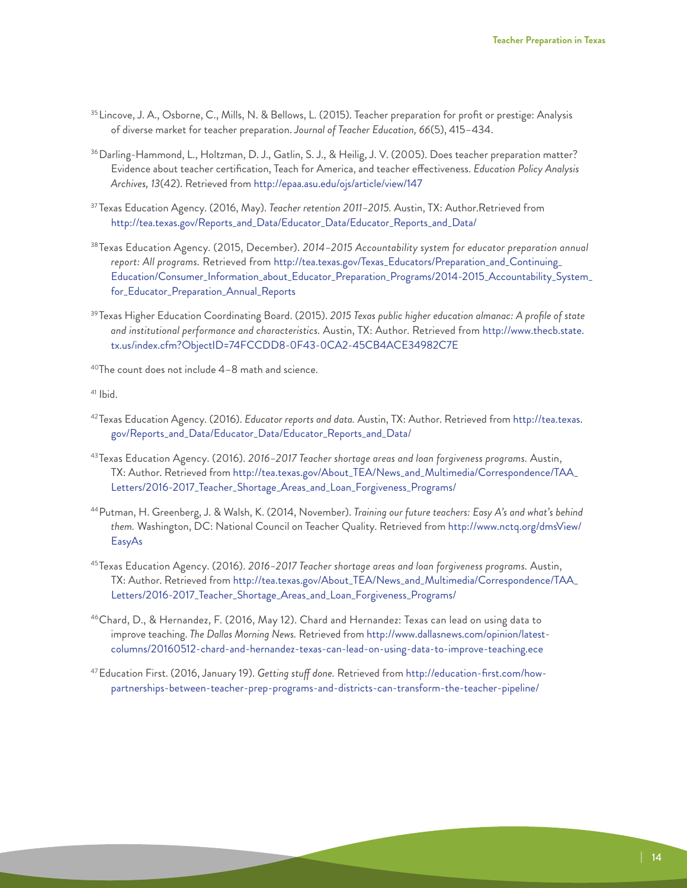[35] Lincove, J. A., Osborne, C., Mills, N. & Bellows, L. (2015). Teacher preparation for profit or prestige: Analysis of diverse market for teacher preparation. *Journal of Teacher Education, 66*(5), 415–434.

[36] Darling-Hammond, L., Holtzman, D. J., Gatlin, S. J., & Heilig, J. V. (2005). Does teacher preparation matter? Evidence about teacher certification, Teach for America, and teacher effectiveness. *Education Policy Analysis Archives, 13*(42). Retrieved from http://epaa.asu.edu/ojs/article/view/147

[37] Texas Education Agency. (2016, May). *Teacher retention 2011–2015.* Austin, TX: Author.Retrieved from http://tea.texas.gov/Reports_and_Data/Educator_Data/Educator_Reports_and_Data/

[38] Texas Education Agency. (2015, December). *2014–2015 Accountability system for educator preparation annual report: All programs.* Retrieved from http://tea.texas.gov/Texas_Educators/Preparation_and_Continuing_Education/Consumer_Information_about_Educator_Preparation_Programs/2014-2015_Accountability_System_for_Educator_Preparation_Annual_Reports

[39] Texas Higher Education Coordinating Board. (2015). *2015 Texas public higher education almanac: A profile of state and institutional performance and characteristics.* Austin, TX: Author. Retrieved from http://www.thecb.state.tx.us/index.cfm?ObjectID=74FCCDD8-0F43-0CA2-45CB4ACE34982C7E

[40] The count does not include 4–8 math and science.

[41] Ibid.

[42] Texas Education Agency. (2016). *Educator reports and data.* Austin, TX: Author. Retrieved from http://tea.texas.gov/Reports_and_Data/Educator_Data/Educator_Reports_and_Data/

[43] Texas Education Agency. (2016). *2016–2017 Teacher shortage areas and loan forgiveness programs.* Austin, TX: Author. Retrieved from http://tea.texas.gov/About_TEA/News_and_Multimedia/Correspondence/TAA_Letters/2016-2017_Teacher_Shortage_Areas_and_Loan_Forgiveness_Programs/

[44] Putman, H. Greenberg, J. & Walsh, K. (2014, November). *Training our future teachers: Easy A's and what's behind them.* Washington, DC: National Council on Teacher Quality. Retrieved from http://www.nctq.org/dmsView/EasyAs

[45] Texas Education Agency. (2016). *2016–2017 Teacher shortage areas and loan forgiveness programs.* Austin, TX: Author. Retrieved from http://tea.texas.gov/About_TEA/News_and_Multimedia/Correspondence/TAA_Letters/2016-2017_Teacher_Shortage_Areas_and_Loan_Forgiveness_Programs/

[46] Chard, D., & Hernandez, F. (2016, May 12). Chard and Hernandez: Texas can lead on using data to improve teaching. *The Dallas Morning News.* Retrieved from http://www.dallasnews.com/opinion/latest-columns/20160512-chard-and-hernandez-texas-can-lead-on-using-data-to-improve-teaching.ece

[47] Education First. (2016, January 19). *Getting stuff done.* Retrieved from http://education-first.com/how-partnerships-between-teacher-prep-programs-and-districts-can-transform-the-teacher-pipeline/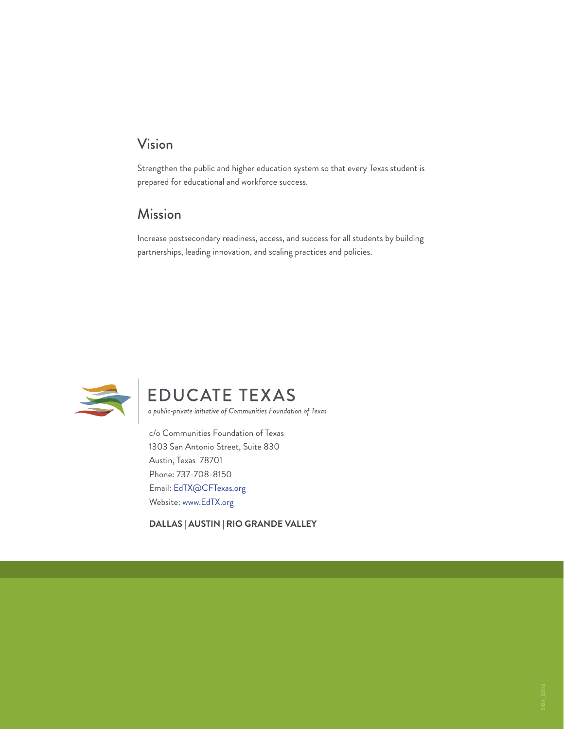## Vision

Strengthen the public and higher education system so that every Texas student is prepared for educational and workforce success.

## Mission

Increase postsecondary readiness, access, and success for all students by building partnerships, leading innovation, and scaling practices and policies.

EDUCATE TEXAS

*a public-private initiative of Communities Foundation of Texas*

c/o Communities Foundation of Texas
1303 San Antonio Street, Suite 830
Austin, Texas 78701
Phone: 737-708-8150
Email: EdTX@CFTexas.org
Website: www.EdTX.org

**DALLAS** | **AUSTIN** | **RIO GRANDE VALLEY**

0134_02/16